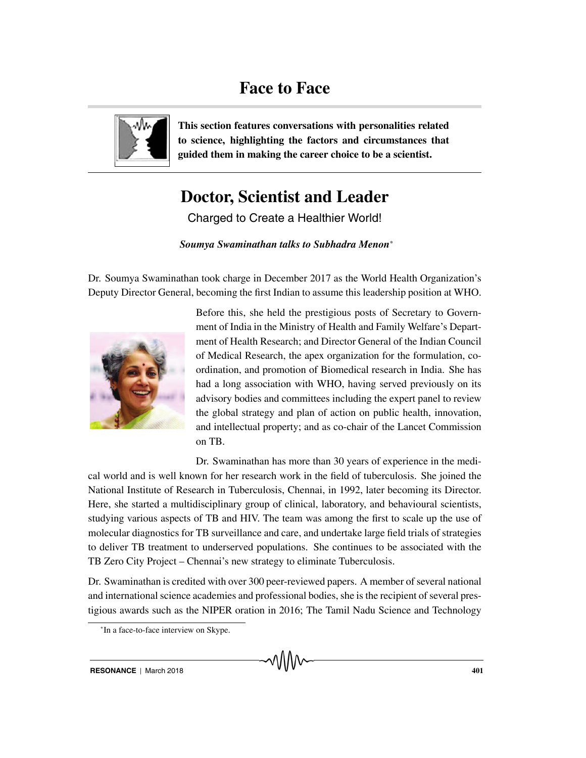# Face to Face

**This section features conversations with personalities related to science, highlighting the factors and circumstances that guided them in making the career choice to be a scientist.**

## Doctor, Scientist and Leader

Charged to Create a Healthier World!

***Soumya Swaminathan talks to Subhadra Menon**\****

Dr. Soumya Swaminathan took charge in December 2017 as the World Health Organization's Deputy Director General, becoming the first Indian to assume this leadership position at WHO.

Before this, she held the prestigious posts of Secretary to Government of India in the Ministry of Health and Family Welfare's Department of Health Research; and Director General of the Indian Council of Medical Research, the apex organization for the formulation, coordination, and promotion of Biomedical research in India. She has had a long association with WHO, having served previously on its advisory bodies and committees including the expert panel to review the global strategy and plan of action on public health, innovation, and intellectual property; and as co-chair of the Lancet Commission on TB.

Dr. Swaminathan has more than 30 years of experience in the medical world and is well known for her research work in the field of tuberculosis. She joined the National Institute of Research in Tuberculosis, Chennai, in 1992, later becoming its Director. Here, she started a multidisciplinary group of clinical, laboratory, and behavioural scientists, studying various aspects of TB and HIV. The team was among the first to scale up the use of molecular diagnostics for TB surveillance and care, and undertake large field trials of strategies to deliver TB treatment to underserved populations. She continues to be associated with the TB Zero City Project – Chennai's new strategy to eliminate Tuberculosis.

Dr. Swaminathan is credited with over 300 peer-reviewed papers. A member of several national and international science academies and professional bodies, she is the recipient of several prestigious awards such as the NIPER oration in 2016; The Tamil Nadu Science and Technology

\*In a face-to-face interview on Skype.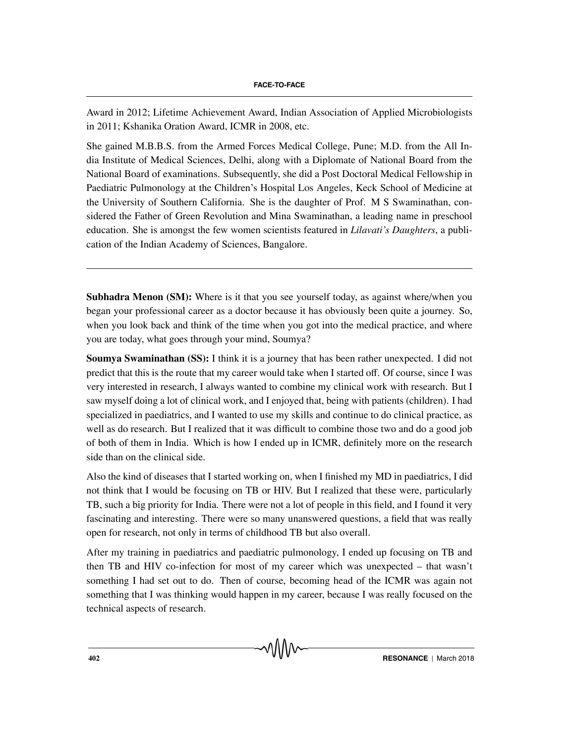Award in 2012; Lifetime Achievement Award, Indian Association of Applied Microbiologists in 2011; Kshanika Oration Award, ICMR in 2008, etc.

She gained M.B.B.S. from the Armed Forces Medical College, Pune; M.D. from the All India Institute of Medical Sciences, Delhi, along with a Diplomate of National Board from the National Board of examinations. Subsequently, she did a Post Doctoral Medical Fellowship in Paediatric Pulmonology at the Children's Hospital Los Angeles, Keck School of Medicine at the University of Southern California. She is the daughter of Prof. M S Swaminathan, considered the Father of Green Revolution and Mina Swaminathan, a leading name in preschool education. She is amongst the few women scientists featured in *Lilavati's Daughters*, a publication of the Indian Academy of Sciences, Bangalore.

---

**Subhadra Menon (SM):** Where is it that you see yourself today, as against where/when you began your professional career as a doctor because it has obviously been quite a journey. So, when you look back and think of the time when you got into the medical practice, and where you are today, what goes through your mind, Soumya?

**Soumya Swaminathan (SS):** I think it is a journey that has been rather unexpected. I did not predict that this is the route that my career would take when I started off. Of course, since I was very interested in research, I always wanted to combine my clinical work with research. But I saw myself doing a lot of clinical work, and I enjoyed that, being with patients (children). I had specialized in paediatrics, and I wanted to use my skills and continue to do clinical practice, as well as do research. But I realized that it was difficult to combine those two and do a good job of both of them in India. Which is how I ended up in ICMR, definitely more on the research side than on the clinical side.

Also the kind of diseases that I started working on, when I finished my MD in paediatrics, I did not think that I would be focusing on TB or HIV. But I realized that these were, particularly TB, such a big priority for India. There were not a lot of people in this field, and I found it very fascinating and interesting. There were so many unanswered questions, a field that was really open for research, not only in terms of childhood TB but also overall.

After my training in paediatrics and paediatric pulmonology, I ended up focusing on TB and then TB and HIV co-infection for most of my career which was unexpected – that wasn't something I had set out to do. Then of course, becoming head of the ICMR was again not something that I was thinking would happen in my career, because I was really focused on the technical aspects of research.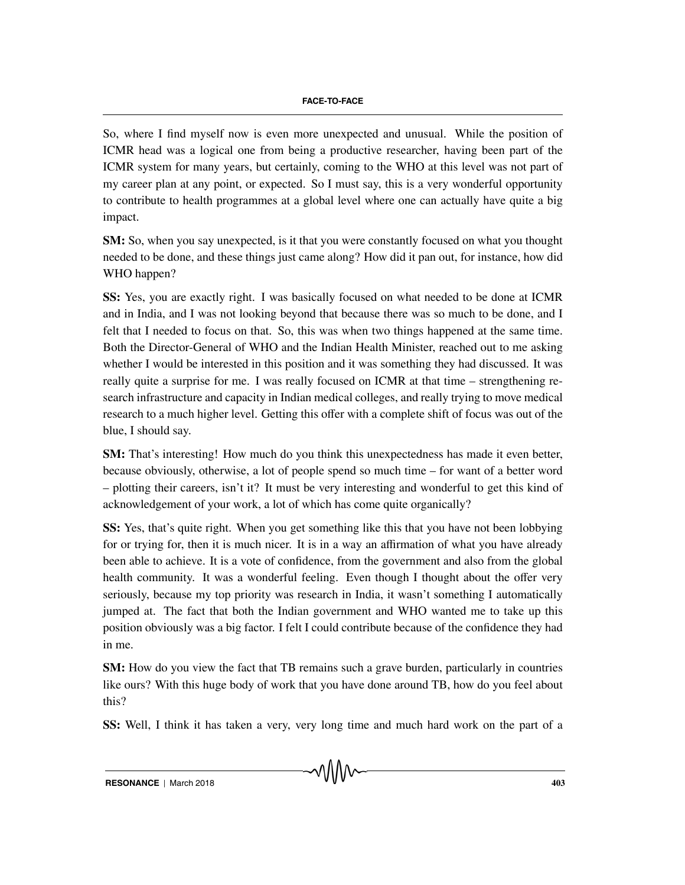So, where I find myself now is even more unexpected and unusual. While the position of ICMR head was a logical one from being a productive researcher, having been part of the ICMR system for many years, but certainly, coming to the WHO at this level was not part of my career plan at any point, or expected. So I must say, this is a very wonderful opportunity to contribute to health programmes at a global level where one can actually have quite a big impact.

**SM:** So, when you say unexpected, is it that you were constantly focused on what you thought needed to be done, and these things just came along? How did it pan out, for instance, how did WHO happen?

**SS:** Yes, you are exactly right. I was basically focused on what needed to be done at ICMR and in India, and I was not looking beyond that because there was so much to be done, and I felt that I needed to focus on that. So, this was when two things happened at the same time. Both the Director-General of WHO and the Indian Health Minister, reached out to me asking whether I would be interested in this position and it was something they had discussed. It was really quite a surprise for me. I was really focused on ICMR at that time – strengthening research infrastructure and capacity in Indian medical colleges, and really trying to move medical research to a much higher level. Getting this offer with a complete shift of focus was out of the blue, I should say.

**SM:** That's interesting! How much do you think this unexpectedness has made it even better, because obviously, otherwise, a lot of people spend so much time – for want of a better word – plotting their careers, isn't it? It must be very interesting and wonderful to get this kind of acknowledgement of your work, a lot of which has come quite organically?

**SS:** Yes, that's quite right. When you get something like this that you have not been lobbying for or trying for, then it is much nicer. It is in a way an affirmation of what you have already been able to achieve. It is a vote of confidence, from the government and also from the global health community. It was a wonderful feeling. Even though I thought about the offer very seriously, because my top priority was research in India, it wasn't something I automatically jumped at. The fact that both the Indian government and WHO wanted me to take up this position obviously was a big factor. I felt I could contribute because of the confidence they had in me.

**SM:** How do you view the fact that TB remains such a grave burden, particularly in countries like ours? With this huge body of work that you have done around TB, how do you feel about this?

**SS:** Well, I think it has taken a very, very long time and much hard work on the part of a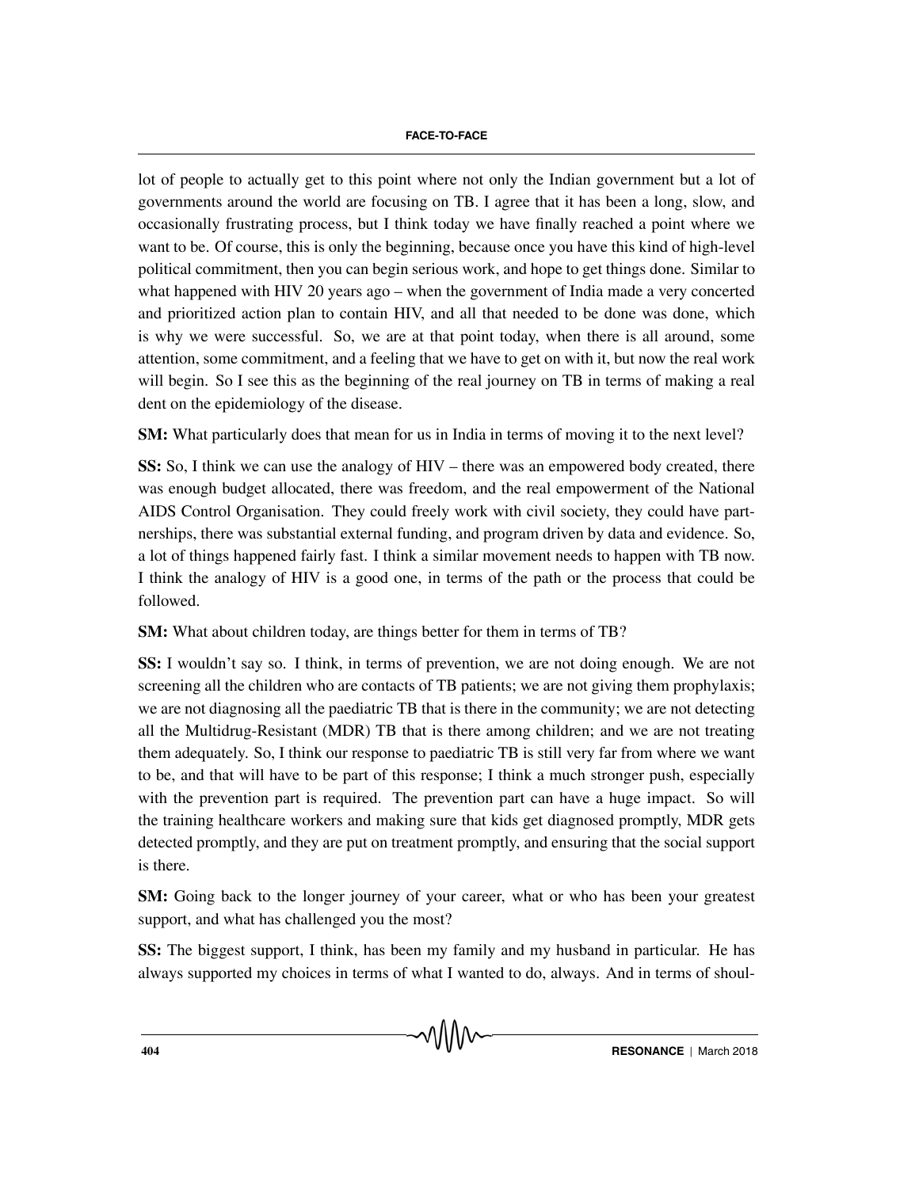lot of people to actually get to this point where not only the Indian government but a lot of governments around the world are focusing on TB. I agree that it has been a long, slow, and occasionally frustrating process, but I think today we have finally reached a point where we want to be. Of course, this is only the beginning, because once you have this kind of high-level political commitment, then you can begin serious work, and hope to get things done. Similar to what happened with HIV 20 years ago – when the government of India made a very concerted and prioritized action plan to contain HIV, and all that needed to be done was done, which is why we were successful. So, we are at that point today, when there is all around, some attention, some commitment, and a feeling that we have to get on with it, but now the real work will begin. So I see this as the beginning of the real journey on TB in terms of making a real dent on the epidemiology of the disease.

**SM:** What particularly does that mean for us in India in terms of moving it to the next level?

**SS:** So, I think we can use the analogy of HIV – there was an empowered body created, there was enough budget allocated, there was freedom, and the real empowerment of the National AIDS Control Organisation. They could freely work with civil society, they could have partnerships, there was substantial external funding, and program driven by data and evidence. So, a lot of things happened fairly fast. I think a similar movement needs to happen with TB now. I think the analogy of HIV is a good one, in terms of the path or the process that could be followed.

**SM:** What about children today, are things better for them in terms of TB?

**SS:** I wouldn't say so. I think, in terms of prevention, we are not doing enough. We are not screening all the children who are contacts of TB patients; we are not giving them prophylaxis; we are not diagnosing all the paediatric TB that is there in the community; we are not detecting all the Multidrug-Resistant (MDR) TB that is there among children; and we are not treating them adequately. So, I think our response to paediatric TB is still very far from where we want to be, and that will have to be part of this response; I think a much stronger push, especially with the prevention part is required. The prevention part can have a huge impact. So will the training healthcare workers and making sure that kids get diagnosed promptly, MDR gets detected promptly, and they are put on treatment promptly, and ensuring that the social support is there.

**SM:** Going back to the longer journey of your career, what or who has been your greatest support, and what has challenged you the most?

**SS:** The biggest support, I think, has been my family and my husband in particular. He has always supported my choices in terms of what I wanted to do, always. And in terms of shoul-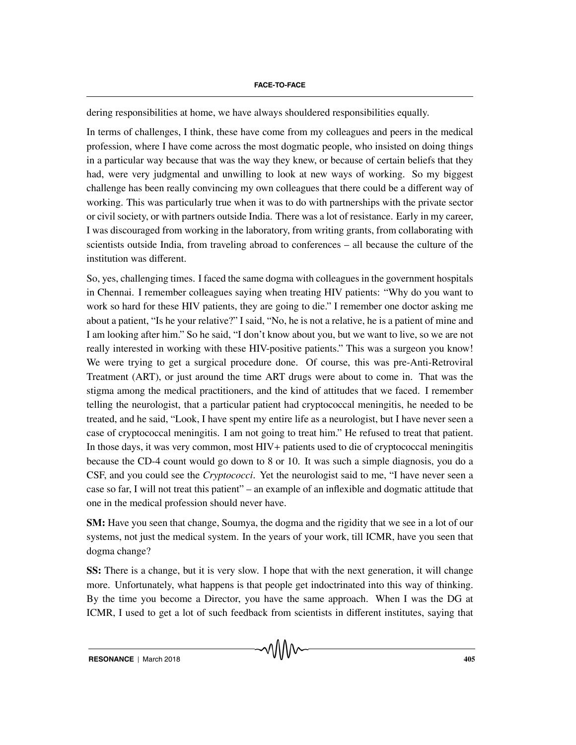dering responsibilities at home, we have always shouldered responsibilities equally.

In terms of challenges, I think, these have come from my colleagues and peers in the medical profession, where I have come across the most dogmatic people, who insisted on doing things in a particular way because that was the way they knew, or because of certain beliefs that they had, were very judgmental and unwilling to look at new ways of working. So my biggest challenge has been really convincing my own colleagues that there could be a different way of working. This was particularly true when it was to do with partnerships with the private sector or civil society, or with partners outside India. There was a lot of resistance. Early in my career, I was discouraged from working in the laboratory, from writing grants, from collaborating with scientists outside India, from traveling abroad to conferences – all because the culture of the institution was different.

So, yes, challenging times. I faced the same dogma with colleagues in the government hospitals in Chennai. I remember colleagues saying when treating HIV patients: "Why do you want to work so hard for these HIV patients, they are going to die." I remember one doctor asking me about a patient, "Is he your relative?" I said, "No, he is not a relative, he is a patient of mine and I am looking after him." So he said, "I don't know about you, but we want to live, so we are not really interested in working with these HIV-positive patients." This was a surgeon you know! We were trying to get a surgical procedure done. Of course, this was pre-Anti-Retroviral Treatment (ART), or just around the time ART drugs were about to come in. That was the stigma among the medical practitioners, and the kind of attitudes that we faced. I remember telling the neurologist, that a particular patient had cryptococcal meningitis, he needed to be treated, and he said, "Look, I have spent my entire life as a neurologist, but I have never seen a case of cryptococcal meningitis. I am not going to treat him." He refused to treat that patient. In those days, it was very common, most HIV+ patients used to die of cryptococcal meningitis because the CD-4 count would go down to 8 or 10. It was such a simple diagnosis, you do a CSF, and you could see the *Cryptococci*. Yet the neurologist said to me, "I have never seen a case so far, I will not treat this patient" – an example of an inflexible and dogmatic attitude that one in the medical profession should never have.

**SM:** Have you seen that change, Soumya, the dogma and the rigidity that we see in a lot of our systems, not just the medical system. In the years of your work, till ICMR, have you seen that dogma change?

**SS:** There is a change, but it is very slow. I hope that with the next generation, it will change more. Unfortunately, what happens is that people get indoctrinated into this way of thinking. By the time you become a Director, you have the same approach. When I was the DG at ICMR, I used to get a lot of such feedback from scientists in different institutes, saying that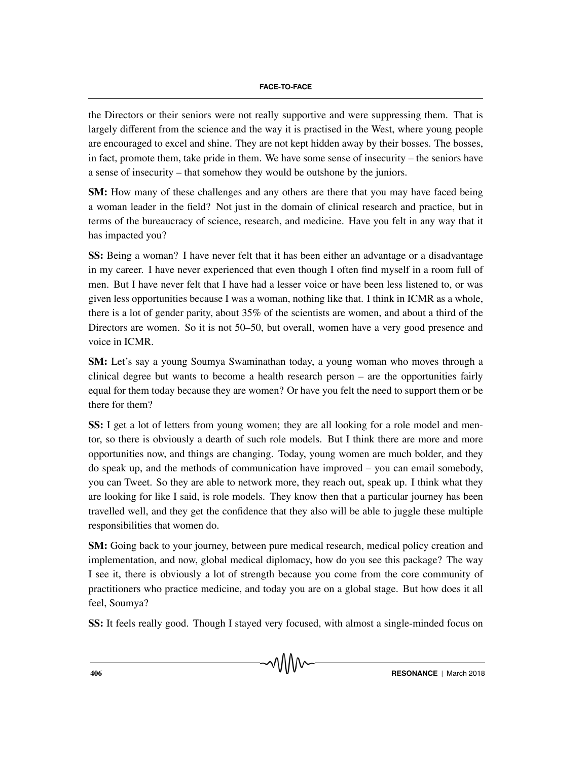the Directors or their seniors were not really supportive and were suppressing them. That is largely different from the science and the way it is practised in the West, where young people are encouraged to excel and shine. They are not kept hidden away by their bosses. The bosses, in fact, promote them, take pride in them. We have some sense of insecurity – the seniors have a sense of insecurity – that somehow they would be outshone by the juniors.

**SM:** How many of these challenges and any others are there that you may have faced being a woman leader in the field? Not just in the domain of clinical research and practice, but in terms of the bureaucracy of science, research, and medicine. Have you felt in any way that it has impacted you?

**SS:** Being a woman? I have never felt that it has been either an advantage or a disadvantage in my career. I have never experienced that even though I often find myself in a room full of men. But I have never felt that I have had a lesser voice or have been less listened to, or was given less opportunities because I was a woman, nothing like that. I think in ICMR as a whole, there is a lot of gender parity, about 35% of the scientists are women, and about a third of the Directors are women. So it is not 50–50, but overall, women have a very good presence and voice in ICMR.

**SM:** Let's say a young Soumya Swaminathan today, a young woman who moves through a clinical degree but wants to become a health research person – are the opportunities fairly equal for them today because they are women? Or have you felt the need to support them or be there for them?

**SS:** I get a lot of letters from young women; they are all looking for a role model and mentor, so there is obviously a dearth of such role models. But I think there are more and more opportunities now, and things are changing. Today, young women are much bolder, and they do speak up, and the methods of communication have improved – you can email somebody, you can Tweet. So they are able to network more, they reach out, speak up. I think what they are looking for like I said, is role models. They know then that a particular journey has been travelled well, and they get the confidence that they also will be able to juggle these multiple responsibilities that women do.

**SM:** Going back to your journey, between pure medical research, medical policy creation and implementation, and now, global medical diplomacy, how do you see this package? The way I see it, there is obviously a lot of strength because you come from the core community of practitioners who practice medicine, and today you are on a global stage. But how does it all feel, Soumya?

**SS:** It feels really good. Though I stayed very focused, with almost a single-minded focus on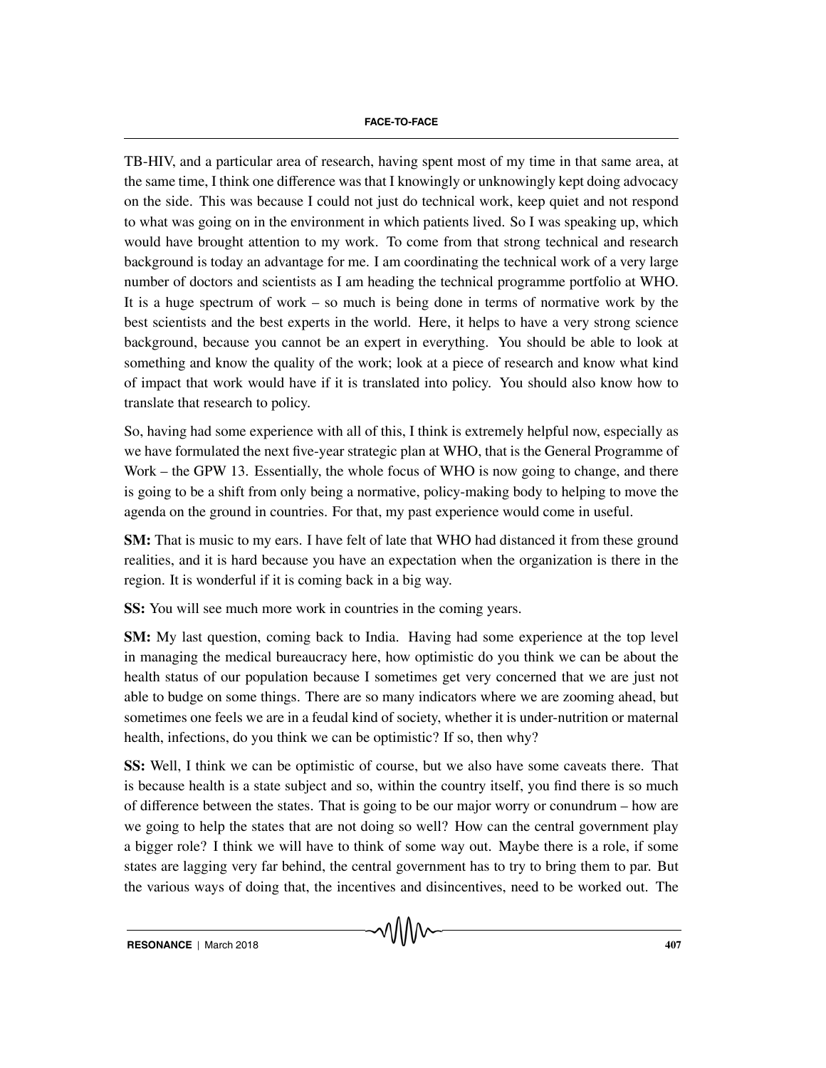TB-HIV, and a particular area of research, having spent most of my time in that same area, at the same time, I think one difference was that I knowingly or unknowingly kept doing advocacy on the side. This was because I could not just do technical work, keep quiet and not respond to what was going on in the environment in which patients lived. So I was speaking up, which would have brought attention to my work. To come from that strong technical and research background is today an advantage for me. I am coordinating the technical work of a very large number of doctors and scientists as I am heading the technical programme portfolio at WHO. It is a huge spectrum of work – so much is being done in terms of normative work by the best scientists and the best experts in the world. Here, it helps to have a very strong science background, because you cannot be an expert in everything. You should be able to look at something and know the quality of the work; look at a piece of research and know what kind of impact that work would have if it is translated into policy. You should also know how to translate that research to policy.

So, having had some experience with all of this, I think is extremely helpful now, especially as we have formulated the next five-year strategic plan at WHO, that is the General Programme of Work – the GPW 13. Essentially, the whole focus of WHO is now going to change, and there is going to be a shift from only being a normative, policy-making body to helping to move the agenda on the ground in countries. For that, my past experience would come in useful.

**SM:** That is music to my ears. I have felt of late that WHO had distanced it from these ground realities, and it is hard because you have an expectation when the organization is there in the region. It is wonderful if it is coming back in a big way.

**SS:** You will see much more work in countries in the coming years.

**SM:** My last question, coming back to India. Having had some experience at the top level in managing the medical bureaucracy here, how optimistic do you think we can be about the health status of our population because I sometimes get very concerned that we are just not able to budge on some things. There are so many indicators where we are zooming ahead, but sometimes one feels we are in a feudal kind of society, whether it is under-nutrition or maternal health, infections, do you think we can be optimistic? If so, then why?

**SS:** Well, I think we can be optimistic of course, but we also have some caveats there. That is because health is a state subject and so, within the country itself, you find there is so much of difference between the states. That is going to be our major worry or conundrum – how are we going to help the states that are not doing so well? How can the central government play a bigger role? I think we will have to think of some way out. Maybe there is a role, if some states are lagging very far behind, the central government has to try to bring them to par. But the various ways of doing that, the incentives and disincentives, need to be worked out. The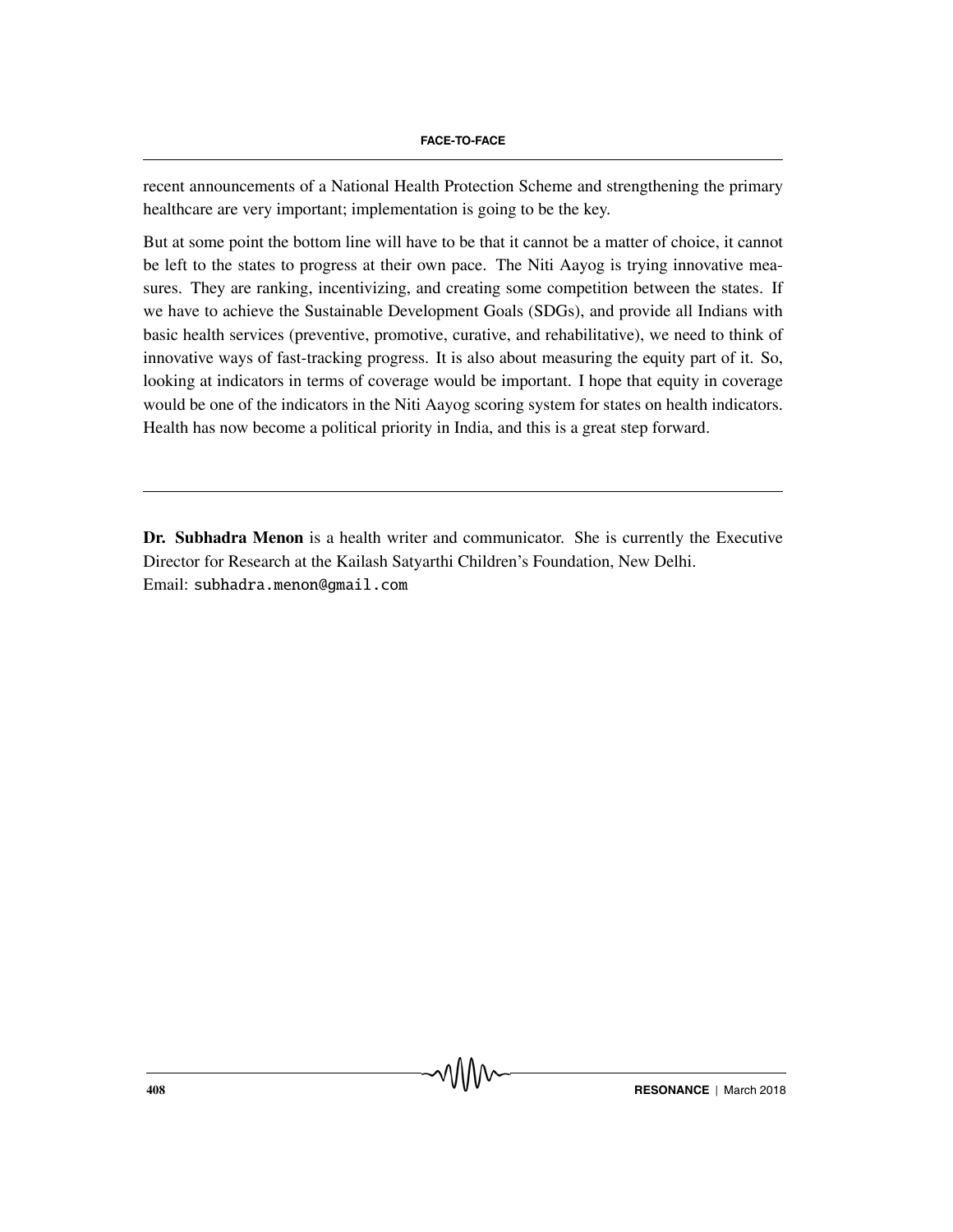recent announcements of a National Health Protection Scheme and strengthening the primary healthcare are very important; implementation is going to be the key.

But at some point the bottom line will have to be that it cannot be a matter of choice, it cannot be left to the states to progress at their own pace. The Niti Aayog is trying innovative measures. They are ranking, incentivizing, and creating some competition between the states. If we have to achieve the Sustainable Development Goals (SDGs), and provide all Indians with basic health services (preventive, promotive, curative, and rehabilitative), we need to think of innovative ways of fast-tracking progress. It is also about measuring the equity part of it. So, looking at indicators in terms of coverage would be important. I hope that equity in coverage would be one of the indicators in the Niti Aayog scoring system for states on health indicators. Health has now become a political priority in India, and this is a great step forward.

---

**Dr. Subhadra Menon** is a health writer and communicator. She is currently the Executive Director for Research at the Kailash Satyarthi Children's Foundation, New Delhi.
Email: subhadra.menon@gmail.com